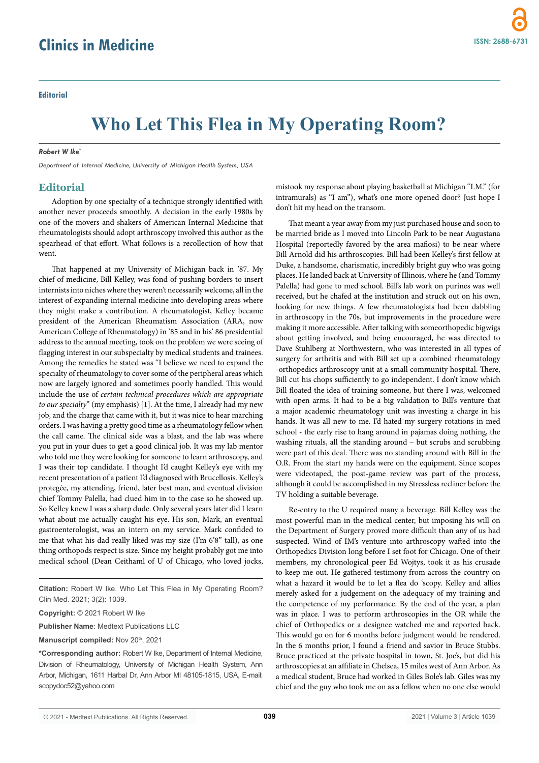**Editorial**

# Who Let This Flea in My Operating Room?

***Robert W Ike****

*Department of Internal Medicine, University of Michigan Health System, USA*

## Editorial

Adoption by one specialty of a technique strongly identified with another never proceeds smoothly. A decision in the early 1980s by one of the movers and shakers of American Internal Medicine that rheumatologists should adopt arthroscopy involved this author as the spearhead of that effort. What follows is a recollection of how that went.

That happened at my University of Michigan back in '87. My chief of medicine, Bill Kelley, was fond of pushing borders to insert internists into niches where they weren't necessarily welcome, all in the interest of expanding internal medicine into developing areas where they might make a contribution. A rheumatologist, Kelley became president of the American Rheumatism Association (ARA, now American College of Rheumatology) in '85 and in his' 86 presidential address to the annual meeting, took on the problem we were seeing of flagging interest in our subspecialty by medical students and trainees. Among the remedies he stated was "I believe we need to expand the specialty of rheumatology to cover some of the peripheral areas which now are largely ignored and sometimes poorly handled. This would include the use of *certain technical procedures which are appropriate to our specialty*" (my emphasis) [1]. At the time, I already had my new job, and the charge that came with it, but it was nice to hear marching orders. I was having a pretty good time as a rheumatology fellow when the call came. The clinical side was a blast, and the lab was where you put in your dues to get a good clinical job. It was my lab mentor who told me they were looking for someone to learn arthroscopy, and I was their top candidate. I thought I'd caught Kelley's eye with my recent presentation of a patient I'd diagnosed with Brucellosis. Kelley's protegée, my attending, friend, later best man, and eventual division chief Tommy Palella, had clued him in to the case so he showed up. So Kelley knew I was a sharp dude. Only several years later did I learn what about me actually caught his eye. His son, Mark, an eventual gastroenterologist, was an intern on my service. Mark confided to me that what his dad really liked was my size (I'm 6'8" tall), as one thing orthopods respect is size. Since my height probably got me into medical school (Dean Ceithaml of U of Chicago, who loved jocks, mistook my response about playing basketball at Michigan "I.M." (for intramurals) as "I am"), what's one more opened door? Just hope I don't hit my head on the transom.

That meant a year away from my just purchased house and soon to be married bride as I moved into Lincoln Park to be near Augustana Hospital (reportedly favored by the area mafiosi) to be near where Bill Arnold did his arthroscopies. Bill had been Kelley's first fellow at Duke, a handsome, charismatic, incredibly bright guy who was going places. He landed back at University of Illinois, where he (and Tommy Palella) had gone to med school. Bill's lab work on purines was well received, but he chafed at the institution and struck out on his own, looking for new things. A few rheumatologists had been dabbling in arthroscopy in the 70s, but improvements in the procedure were making it more accessible. After talking with someorthopedic bigwigs about getting involved, and being encouraged, he was directed to Dave Stuhlberg at Northwestern, who was interested in all types of surgery for arthritis and with Bill set up a combined rheumatology -orthopedics arthroscopy unit at a small community hospital. There, Bill cut his chops sufficiently to go independent. I don't know which Bill floated the idea of training someone, but there I was, welcomed with open arms. It had to be a big validation to Bill's venture that a major academic rheumatology unit was investing a charge in his hands. It was all new to me. I'd hated my surgery rotations in med school - the early rise to hang around in pajamas doing nothing, the washing rituals, all the standing around – but scrubs and scrubbing were part of this deal. There was no standing around with Bill in the O.R. From the start my hands were on the equipment. Since scopes were videotaped, the post-game review was part of the process, although it could be accomplished in my Stressless recliner before the TV holding a suitable beverage.

Re-entry to the U required many a beverage. Bill Kelley was the most powerful man in the medical center, but imposing his will on the Department of Surgery proved more difficult than any of us had suspected. Wind of IM's venture into arthroscopy wafted into the Orthopedics Division long before I set foot for Chicago. One of their members, my chronological peer Ed Wojtys, took it as his crusade to keep me out. He gathered testimony from across the country on what a hazard it would be to let a flea do 'scopy. Kelley and allies merely asked for a judgement on the adequacy of my training and the competence of my performance. By the end of the year, a plan was in place. I was to perform arthroscopies in the OR while the chief of Orthopedics or a designee watched me and reported back. This would go on for 6 months before judgment would be rendered. In the 6 months prior, I found a friend and savior in Bruce Stubbs. Bruce practiced at the private hospital in town, St. Joe's, but did his arthroscopies at an affiliate in Chelsea, 15 miles west of Ann Arbor. As a medical student, Bruce had worked in Giles Bole's lab. Giles was my chief and the guy who took me on as a fellow when no one else would

**Citation:** Robert W Ike. Who Let This Flea in My Operating Room? Clin Med. 2021; 3(2): 1039.

**Copyright:** © 2021 Robert W Ike

**Publisher Name**: Medtext Publications LLC

**Manuscript compiled:** Nov 20th, 2021

***Corresponding author:** Robert W Ike, Department of Internal Medicine, Division of Rheumatology, University of Michigan Health System, Ann Arbor, Michigan, 1611 Harbal Dr, Ann Arbor MI 48105-1815, USA, E-mail: scopydoc52@yahoo.com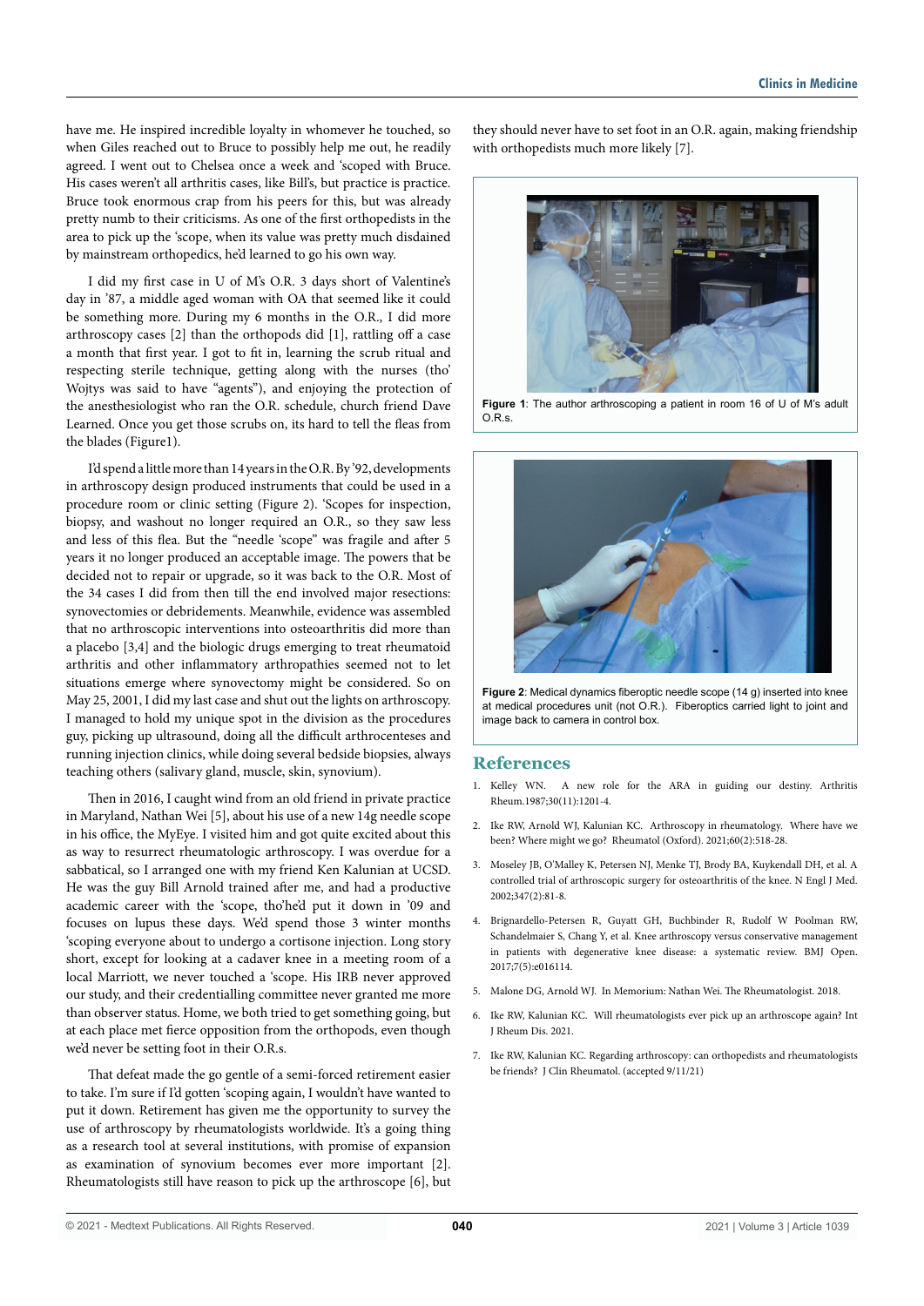have me. He inspired incredible loyalty in whomever he touched, so when Giles reached out to Bruce to possibly help me out, he readily agreed. I went out to Chelsea once a week and 'scoped with Bruce. His cases weren't all arthritis cases, like Bill's, but practice is practice. Bruce took enormous crap from his peers for this, but was already pretty numb to their criticisms. As one of the first orthopedists in the area to pick up the 'scope, when its value was pretty much disdained by mainstream orthopedics, he'd learned to go his own way.

I did my first case in U of M's O.R. 3 days short of Valentine's day in '87, a middle aged woman with OA that seemed like it could be something more. During my 6 months in the O.R., I did more arthroscopy cases [2] than the orthopods did [1], rattling off a case a month that first year. I got to fit in, learning the scrub ritual and respecting sterile technique, getting along with the nurses (tho' Wojtys was said to have "agents"), and enjoying the protection of the anesthesiologist who ran the O.R. schedule, church friend Dave Learned. Once you get those scrubs on, its hard to tell the fleas from the blades (Figure1).

I'd spend a little more than 14 years in the O.R. By '92, developments in arthroscopy design produced instruments that could be used in a procedure room or clinic setting (Figure 2). 'Scopes for inspection, biopsy, and washout no longer required an O.R., so they saw less and less of this flea. But the "needle 'scope" was fragile and after 5 years it no longer produced an acceptable image. The powers that be decided not to repair or upgrade, so it was back to the O.R. Most of the 34 cases I did from then till the end involved major resections: synovectomies or debridements. Meanwhile, evidence was assembled that no arthroscopic interventions into osteoarthritis did more than a placebo [3,4] and the biologic drugs emerging to treat rheumatoid arthritis and other inflammatory arthropathies seemed not to let situations emerge where synovectomy might be considered. So on May 25, 2001, I did my last case and shut out the lights on arthroscopy. I managed to hold my unique spot in the division as the procedures guy, picking up ultrasound, doing all the difficult arthrocenteses and running injection clinics, while doing several bedside biopsies, always teaching others (salivary gland, muscle, skin, synovium).

Then in 2016, I caught wind from an old friend in private practice in Maryland, Nathan Wei [5], about his use of a new 14g needle scope in his office, the MyEye. I visited him and got quite excited about this as way to resurrect rheumatologic arthroscopy. I was overdue for a sabbatical, so I arranged one with my friend Ken Kalunian at UCSD. He was the guy Bill Arnold trained after me, and had a productive academic career with the 'scope, tho'he'd put it down in '09 and focuses on lupus these days. We'd spend those 3 winter months 'scoping everyone about to undergo a cortisone injection. Long story short, except for looking at a cadaver knee in a meeting room of a local Marriott, we never touched a 'scope. His IRB never approved our study, and their credentialling committee never granted me more than observer status. Home, we both tried to get something going, but at each place met fierce opposition from the orthopods, even though we'd never be setting foot in their O.R.s.

That defeat made the go gentle of a semi-forced retirement easier to take. I'm sure if I'd gotten 'scoping again, I wouldn't have wanted to put it down. Retirement has given me the opportunity to survey the use of arthroscopy by rheumatologists worldwide. It's a going thing as a research tool at several institutions, with promise of expansion as examination of synovium becomes ever more important [2]. Rheumatologists still have reason to pick up the arthroscope [6], but they should never have to set foot in an O.R. again, making friendship with orthopedists much more likely [7].

**Figure 1**: The author arthroscoping a patient in room 16 of U of M's adult O.R.s.

**Figure 2**: Medical dynamics fiberoptic needle scope (14 g) inserted into knee at medical procedures unit (not O.R.). Fiberoptics carried light to joint and image back to camera in control box.

## References

1. Kelley WN. A new role for the ARA in guiding our destiny. Arthritis Rheum.1987;30(11):1201-4.
2. Ike RW, Arnold WJ, Kalunian KC. Arthroscopy in rheumatology. Where have we been? Where might we go? Rheumatol (Oxford). 2021;60(2):518-28.
3. Moseley JB, O'Malley K, Petersen NJ, Menke TJ, Brody BA, Kuykendall DH, et al. A controlled trial of arthroscopic surgery for osteoarthritis of the knee. N Engl J Med. 2002;347(2):81-8.
4. Brignardello-Petersen R, Guyatt GH, Buchbinder R, Rudolf W Poolman RW, Schandelmaier S, Chang Y, et al. Knee arthroscopy versus conservative management in patients with degenerative knee disease: a systematic review. BMJ Open. 2017;7(5):e016114.
5. Malone DG, Arnold WJ. In Memorium: Nathan Wei. The Rheumatologist. 2018.
6. Ike RW, Kalunian KC. Will rheumatologists ever pick up an arthroscope again? Int J Rheum Dis. 2021.
7. Ike RW, Kalunian KC. Regarding arthroscopy: can orthopedists and rheumatologists be friends? J Clin Rheumatol. (accepted 9/11/21)